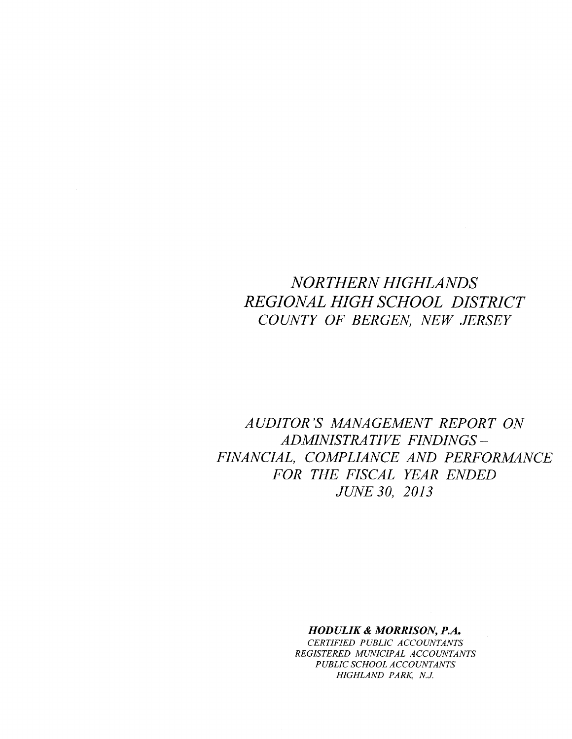# *NORTHERN HIGHLANDS REGIONAL HIGH SCHOOL DISTRICT*
## *COUNTY OF BERGEN, NEW JERSEY*

## *AUDITOR'S MANAGEMENT REPORT ON ADMINISTRATIVE FINDINGS – FINANCIAL, COMPLIANCE AND PERFORMANCE FOR THE FISCAL YEAR ENDED JUNE 30, 2013*

***HODULIK & MORRISON, P.A.***
*CERTIFIED PUBLIC ACCOUNTANTS*
*REGISTERED MUNICIPAL ACCOUNTANTS*
*PUBLIC SCHOOL ACCOUNTANTS*
*HIGHLAND PARK, N.J.*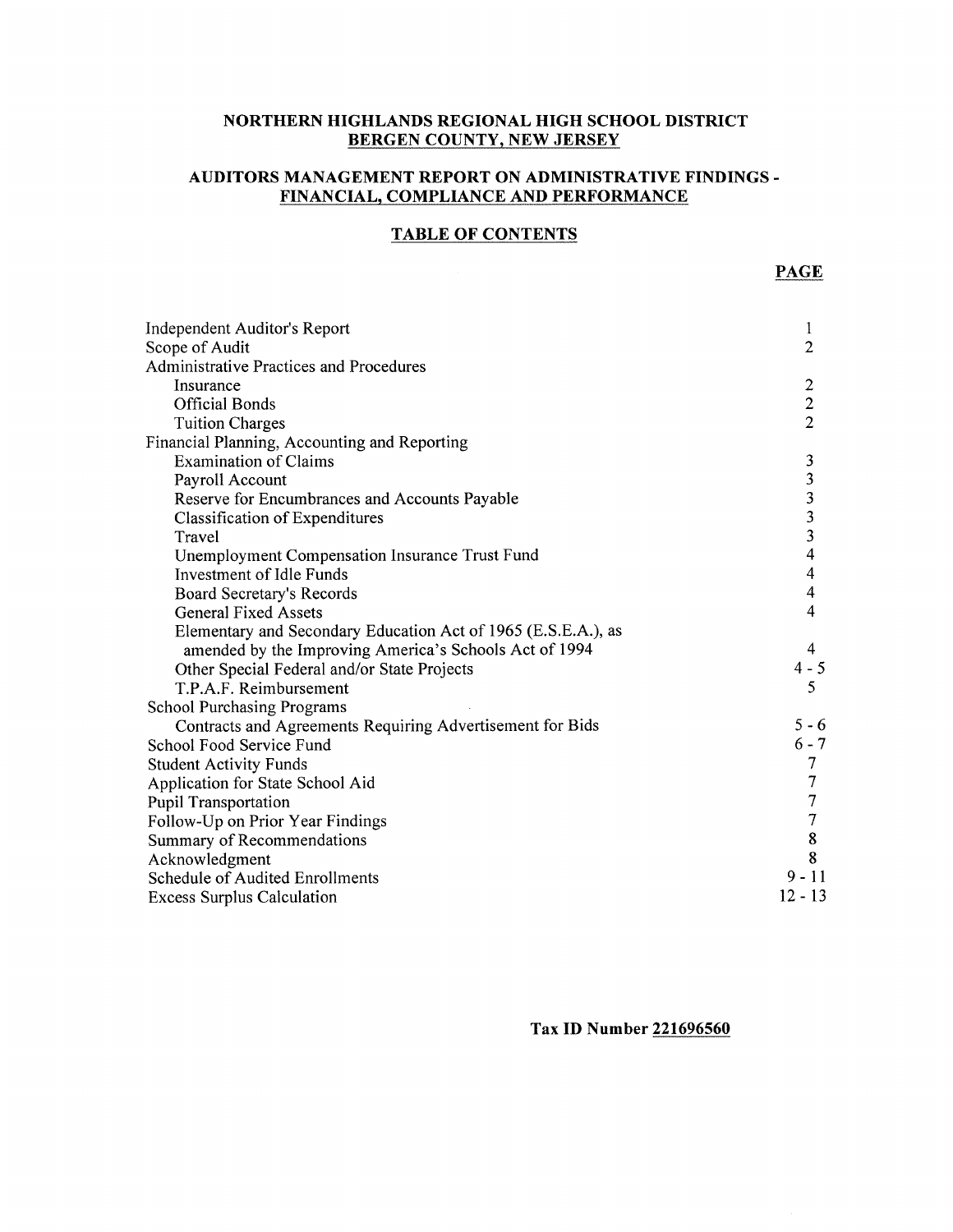# NORTHERN HIGHLANDS REGIONAL HIGH SCHOOL DISTRICT
## BERGEN COUNTY, NEW JERSEY

## AUDITORS MANAGEMENT REPORT ON ADMINISTRATIVE FINDINGS - FINANCIAL, COMPLIANCE AND PERFORMANCE

## TABLE OF CONTENTS

| | PAGE |
|---|---|
| Independent Auditor's Report | 1 |
| Scope of Audit | 2 |
| Administrative Practices and Procedures | |
| Insurance | 2 |
| Official Bonds | 2 |
| Tuition Charges | 2 |
| Financial Planning, Accounting and Reporting | |
| Examination of Claims | 3 |
| Payroll Account | 3 |
| Reserve for Encumbrances and Accounts Payable | 3 |
| Classification of Expenditures | 3 |
| Travel | 3 |
| Unemployment Compensation Insurance Trust Fund | 4 |
| Investment of Idle Funds | 4 |
| Board Secretary's Records | 4 |
| General Fixed Assets | 4 |
| Elementary and Secondary Education Act of 1965 (E.S.E.A.), as amended by the Improving America's Schools Act of 1994 | 4 |
| Other Special Federal and/or State Projects | 4 - 5 |
| T.P.A.F. Reimbursement | 5 |
| School Purchasing Programs | |
| Contracts and Agreements Requiring Advertisement for Bids | 5 - 6 |
| School Food Service Fund | 6 - 7 |
| Student Activity Funds | 7 |
| Application for State School Aid | 7 |
| Pupil Transportation | 7 |
| Follow-Up on Prior Year Findings | 7 |
| Summary of Recommendations | 8 |
| Acknowledgment | 8 |
| Schedule of Audited Enrollments | 9 - 11 |
| Excess Surplus Calculation | 12 - 13 |

**Tax ID Number 221696560**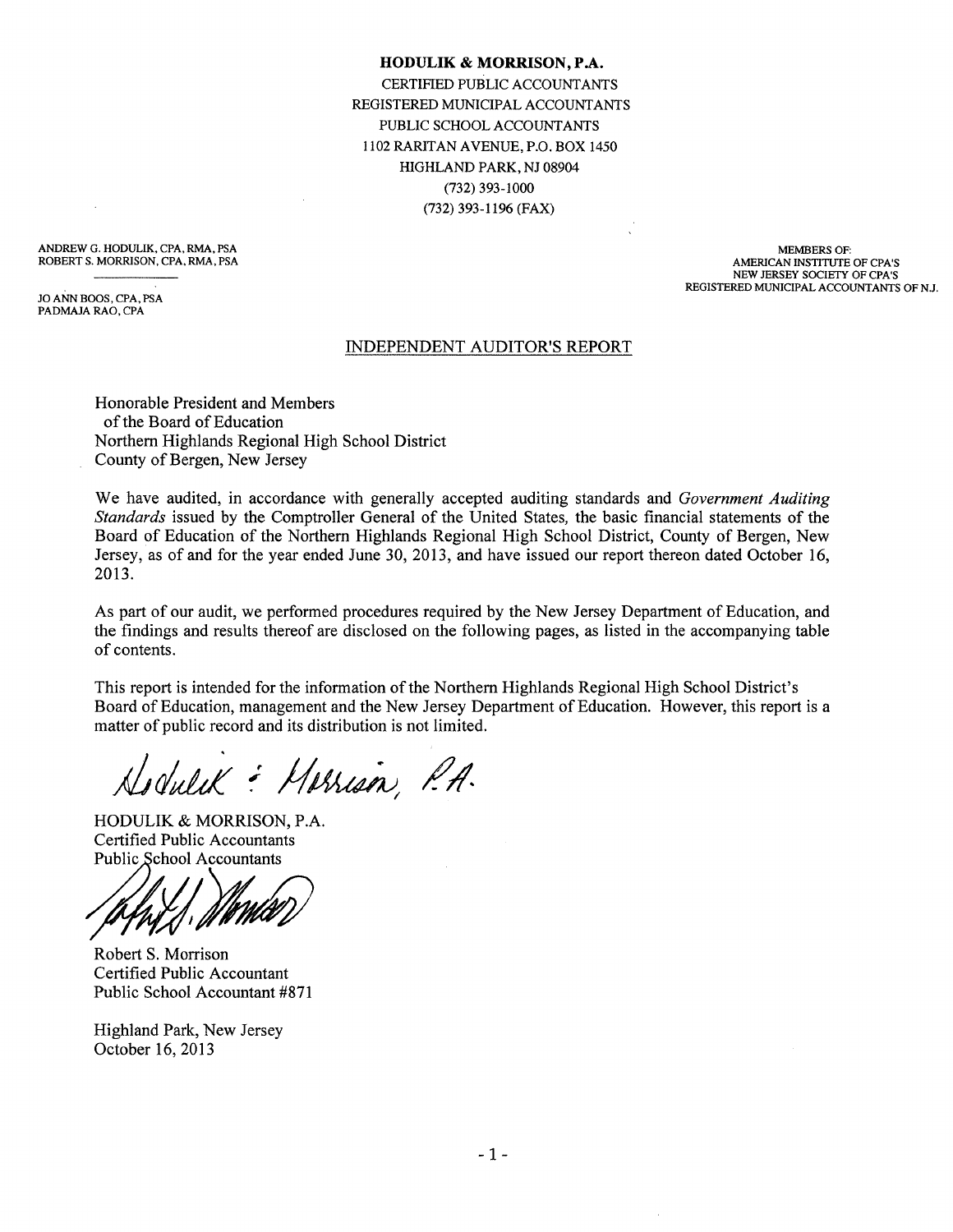**HODULIK & MORRISON, P.A.**

CERTIFIED PUBLIC ACCOUNTANTS
REGISTERED MUNICIPAL ACCOUNTANTS
PUBLIC SCHOOL ACCOUNTANTS
1102 RARITAN AVENUE, P.O. BOX 1450
HIGHLAND PARK, NJ 08904
(732) 393-1000
(732) 393-1196 (FAX)

ANDREW G. HODULIK, CPA, RMA, PSA
ROBERT S. MORRISON, CPA, RMA, PSA

JO ANN BOOS, CPA, PSA
PADMAJA RAO, CPA

MEMBERS OF:
AMERICAN INSTITUTE OF CPA'S
NEW JERSEY SOCIETY OF CPA'S
REGISTERED MUNICIPAL ACCOUNTANTS OF N.J.

## INDEPENDENT AUDITOR'S REPORT

Honorable President and Members
of the Board of Education
Northern Highlands Regional High School District
County of Bergen, New Jersey

We have audited, in accordance with generally accepted auditing standards and *Government Auditing Standards* issued by the Comptroller General of the United States, the basic financial statements of the Board of Education of the Northern Highlands Regional High School District, County of Bergen, New Jersey, as of and for the year ended June 30, 2013, and have issued our report thereon dated October 16, 2013.

As part of our audit, we performed procedures required by the New Jersey Department of Education, and the findings and results thereof are disclosed on the following pages, as listed in the accompanying table of contents.

This report is intended for the information of the Northern Highlands Regional High School District's Board of Education, management and the New Jersey Department of Education. However, this report is a matter of public record and its distribution is not limited.

Hodulik & Morrison, P.A.

HODULIK & MORRISON, P.A.
Certified Public Accountants
Public School Accountants

Robert S. Morrison
Certified Public Accountant
Public School Accountant #871

Highland Park, New Jersey
October 16, 2013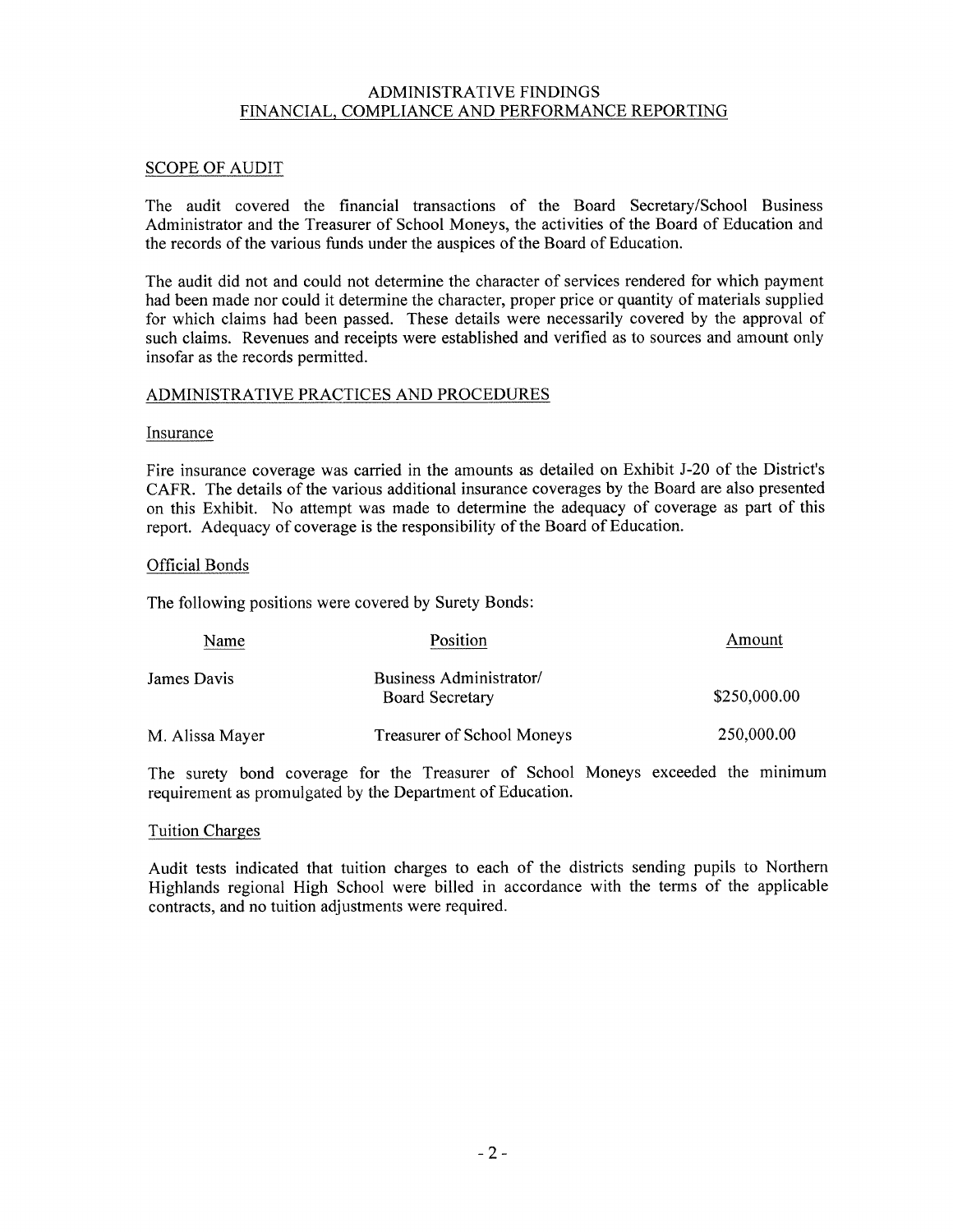# ADMINISTRATIVE FINDINGS
## FINANCIAL, COMPLIANCE AND PERFORMANCE REPORTING

### SCOPE OF AUDIT

The audit covered the financial transactions of the Board Secretary/School Business Administrator and the Treasurer of School Moneys, the activities of the Board of Education and the records of the various funds under the auspices of the Board of Education.

The audit did not and could not determine the character of services rendered for which payment had been made nor could it determine the character, proper price or quantity of materials supplied for which claims had been passed. These details were necessarily covered by the approval of such claims. Revenues and receipts were established and verified as to sources and amount only insofar as the records permitted.

### ADMINISTRATIVE PRACTICES AND PROCEDURES

#### Insurance

Fire insurance coverage was carried in the amounts as detailed on Exhibit J-20 of the District's CAFR. The details of the various additional insurance coverages by the Board are also presented on this Exhibit. No attempt was made to determine the adequacy of coverage as part of this report. Adequacy of coverage is the responsibility of the Board of Education.

#### Official Bonds

The following positions were covered by Surety Bonds:

| Name | Position | Amount |
|---|---|---|
| James Davis | Business Administrator/ Board Secretary | $250,000.00 |
| M. Alissa Mayer | Treasurer of School Moneys | 250,000.00 |

The surety bond coverage for the Treasurer of School Moneys exceeded the minimum requirement as promulgated by the Department of Education.

#### Tuition Charges

Audit tests indicated that tuition charges to each of the districts sending pupils to Northern Highlands regional High School were billed in accordance with the terms of the applicable contracts, and no tuition adjustments were required.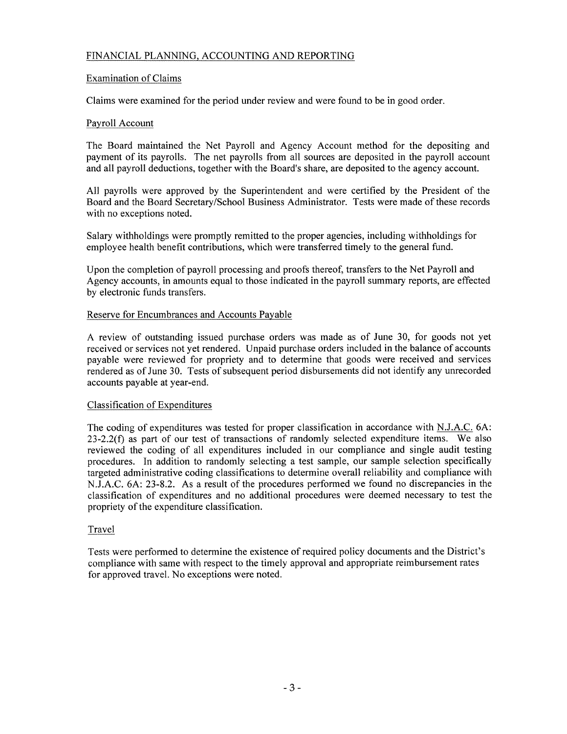## FINANCIAL PLANNING, ACCOUNTING AND REPORTING

### Examination of Claims

Claims were examined for the period under review and were found to be in good order.

### Payroll Account

The Board maintained the Net Payroll and Agency Account method for the depositing and payment of its payrolls. The net payrolls from all sources are deposited in the payroll account and all payroll deductions, together with the Board's share, are deposited to the agency account.

All payrolls were approved by the Superintendent and were certified by the President of the Board and the Board Secretary/School Business Administrator. Tests were made of these records with no exceptions noted.

Salary withholdings were promptly remitted to the proper agencies, including withholdings for employee health benefit contributions, which were transferred timely to the general fund.

Upon the completion of payroll processing and proofs thereof, transfers to the Net Payroll and Agency accounts, in amounts equal to those indicated in the payroll summary reports, are effected by electronic funds transfers.

### Reserve for Encumbrances and Accounts Payable

A review of outstanding issued purchase orders was made as of June 30, for goods not yet received or services not yet rendered. Unpaid purchase orders included in the balance of accounts payable were reviewed for propriety and to determine that goods were received and services rendered as of June 30. Tests of subsequent period disbursements did not identify any unrecorded accounts payable at year-end.

### Classification of Expenditures

The coding of expenditures was tested for proper classification in accordance with N.J.A.C. 6A: 23-2.2(f) as part of our test of transactions of randomly selected expenditure items. We also reviewed the coding of all expenditures included in our compliance and single audit testing procedures. In addition to randomly selecting a test sample, our sample selection specifically targeted administrative coding classifications to determine overall reliability and compliance with N.J.A.C. 6A: 23-8.2. As a result of the procedures performed we found no discrepancies in the classification of expenditures and no additional procedures were deemed necessary to test the propriety of the expenditure classification.

### Travel

Tests were performed to determine the existence of required policy documents and the District's compliance with same with respect to the timely approval and appropriate reimbursement rates for approved travel. No exceptions were noted.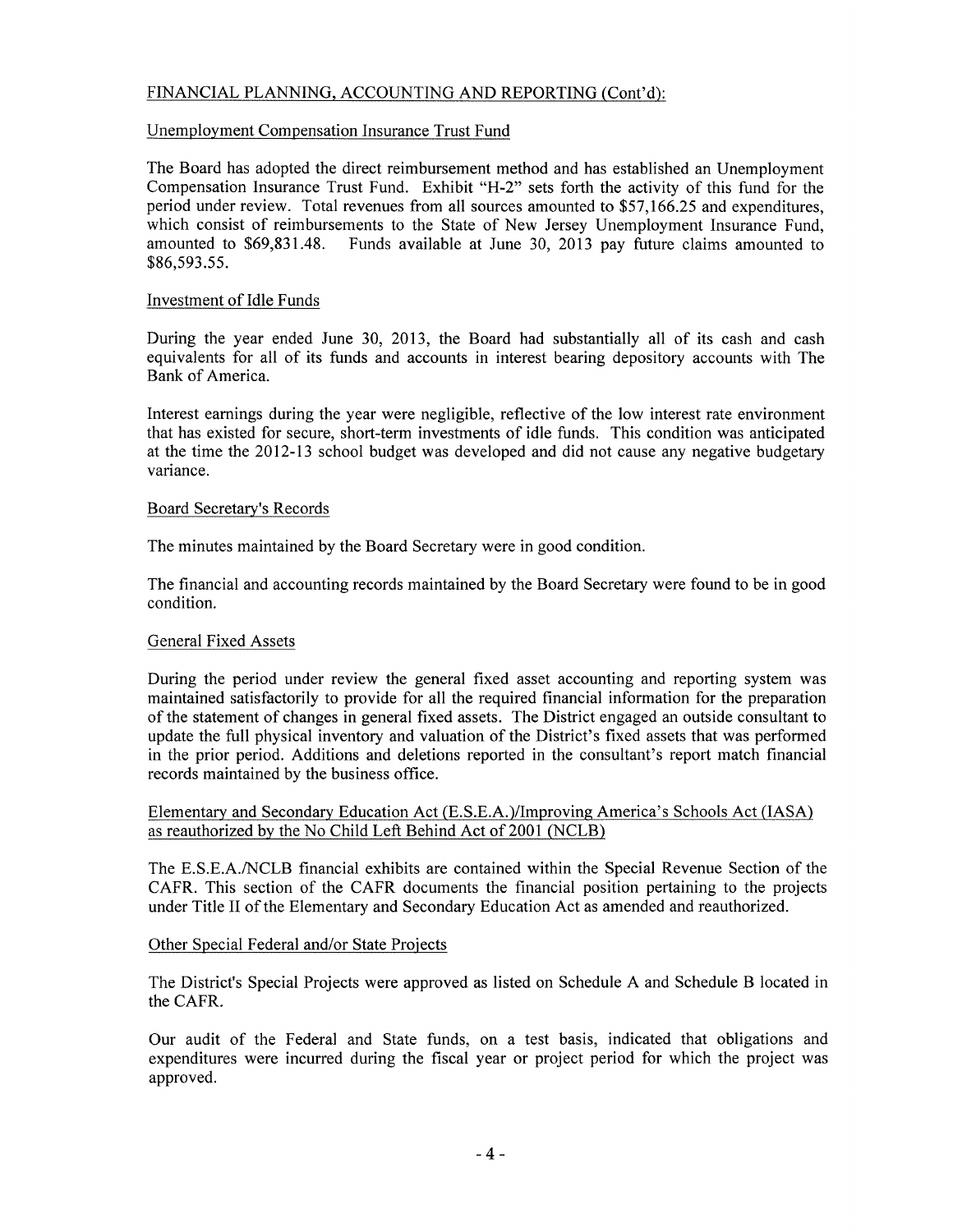FINANCIAL PLANNING, ACCOUNTING AND REPORTING (Cont'd):

Unemployment Compensation Insurance Trust Fund

The Board has adopted the direct reimbursement method and has established an Unemployment Compensation Insurance Trust Fund. Exhibit "H-2" sets forth the activity of this fund for the period under review. Total revenues from all sources amounted to $57,166.25 and expenditures, which consist of reimbursements to the State of New Jersey Unemployment Insurance Fund, amounted to $69,831.48. Funds available at June 30, 2013 pay future claims amounted to $86,593.55.

Investment of Idle Funds

During the year ended June 30, 2013, the Board had substantially all of its cash and cash equivalents for all of its funds and accounts in interest bearing depository accounts with The Bank of America.

Interest earnings during the year were negligible, reflective of the low interest rate environment that has existed for secure, short-term investments of idle funds. This condition was anticipated at the time the 2012-13 school budget was developed and did not cause any negative budgetary variance.

Board Secretary's Records

The minutes maintained by the Board Secretary were in good condition.

The financial and accounting records maintained by the Board Secretary were found to be in good condition.

General Fixed Assets

During the period under review the general fixed asset accounting and reporting system was maintained satisfactorily to provide for all the required financial information for the preparation of the statement of changes in general fixed assets. The District engaged an outside consultant to update the full physical inventory and valuation of the District's fixed assets that was performed in the prior period. Additions and deletions reported in the consultant's report match financial records maintained by the business office.

Elementary and Secondary Education Act (E.S.E.A.)/Improving America's Schools Act (IASA) as reauthorized by the No Child Left Behind Act of 2001 (NCLB)

The E.S.E.A./NCLB financial exhibits are contained within the Special Revenue Section of the CAFR. This section of the CAFR documents the financial position pertaining to the projects under Title II of the Elementary and Secondary Education Act as amended and reauthorized.

Other Special Federal and/or State Projects

The District's Special Projects were approved as listed on Schedule A and Schedule B located in the CAFR.

Our audit of the Federal and State funds, on a test basis, indicated that obligations and expenditures were incurred during the fiscal year or project period for which the project was approved.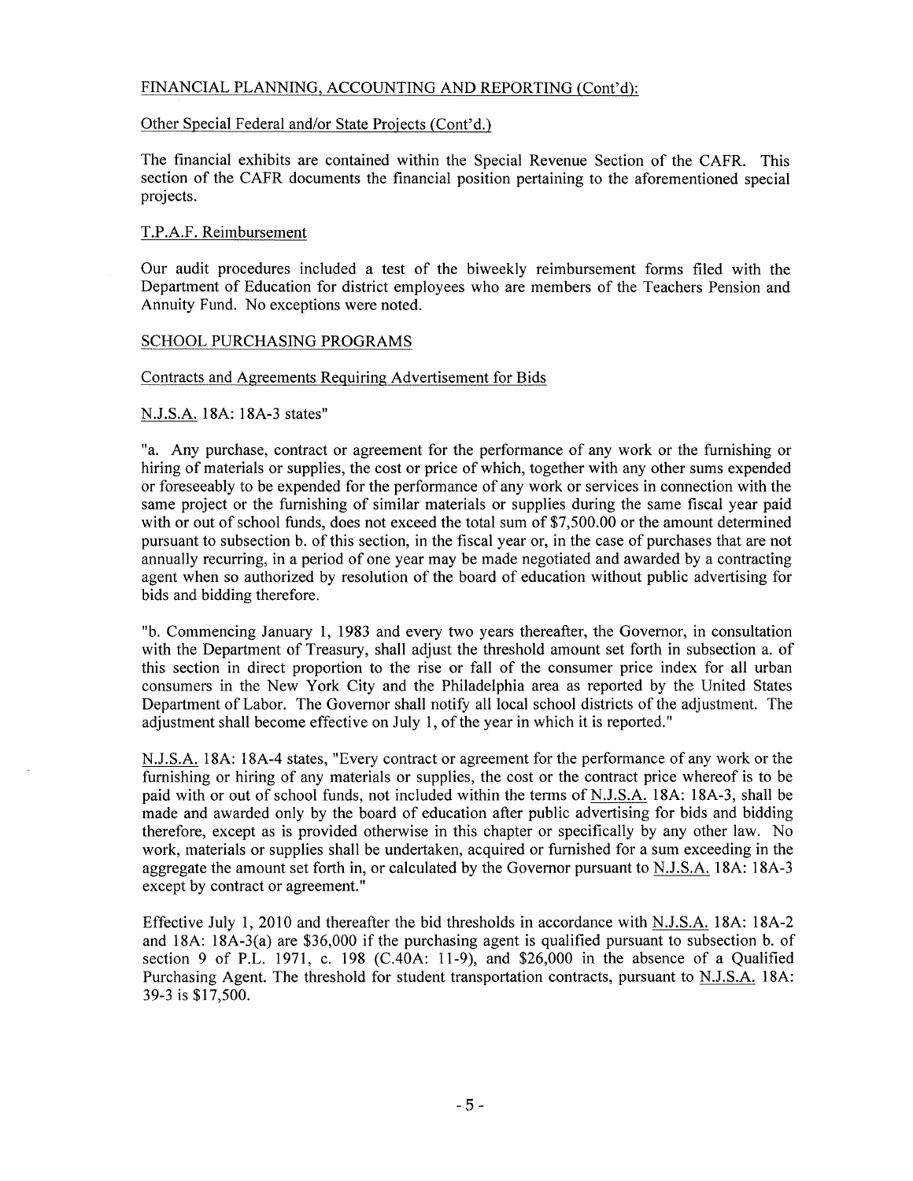FINANCIAL PLANNING, ACCOUNTING AND REPORTING (Cont'd):

Other Special Federal and/or State Projects (Cont'd.)

The financial exhibits are contained within the Special Revenue Section of the CAFR. This section of the CAFR documents the financial position pertaining to the aforementioned special projects.

T.P.A.F. Reimbursement

Our audit procedures included a test of the biweekly reimbursement forms filed with the Department of Education for district employees who are members of the Teachers Pension and Annuity Fund. No exceptions were noted.

SCHOOL PURCHASING PROGRAMS

Contracts and Agreements Requiring Advertisement for Bids

N.J.S.A. 18A: 18A-3 states"

"a. Any purchase, contract or agreement for the performance of any work or the furnishing or hiring of materials or supplies, the cost or price of which, together with any other sums expended or foreseeably to be expended for the performance of any work or services in connection with the same project or the furnishing of similar materials or supplies during the same fiscal year paid with or out of school funds, does not exceed the total sum of $7,500.00 or the amount determined pursuant to subsection b. of this section, in the fiscal year or, in the case of purchases that are not annually recurring, in a period of one year may be made negotiated and awarded by a contracting agent when so authorized by resolution of the board of education without public advertising for bids and bidding therefore.

"b. Commencing January 1, 1983 and every two years thereafter, the Governor, in consultation with the Department of Treasury, shall adjust the threshold amount set forth in subsection a. of this section in direct proportion to the rise or fall of the consumer price index for all urban consumers in the New York City and the Philadelphia area as reported by the United States Department of Labor. The Governor shall notify all local school districts of the adjustment. The adjustment shall become effective on July 1, of the year in which it is reported."

N.J.S.A. 18A: 18A-4 states, "Every contract or agreement for the performance of any work or the furnishing or hiring of any materials or supplies, the cost or the contract price whereof is to be paid with or out of school funds, not included within the terms of N.J.S.A. 18A: 18A-3, shall be made and awarded only by the board of education after public advertising for bids and bidding therefore, except as is provided otherwise in this chapter or specifically by any other law. No work, materials or supplies shall be undertaken, acquired or furnished for a sum exceeding in the aggregate the amount set forth in, or calculated by the Governor pursuant to N.J.S.A. 18A: 18A-3 except by contract or agreement."

Effective July 1, 2010 and thereafter the bid thresholds in accordance with N.J.S.A. 18A: 18A-2 and 18A: 18A-3(a) are $36,000 if the purchasing agent is qualified pursuant to subsection b. of section 9 of P.L. 1971, c. 198 (C.40A: 11-9), and $26,000 in the absence of a Qualified Purchasing Agent. The threshold for student transportation contracts, pursuant to N.J.S.A. 18A: 39-3 is $17,500.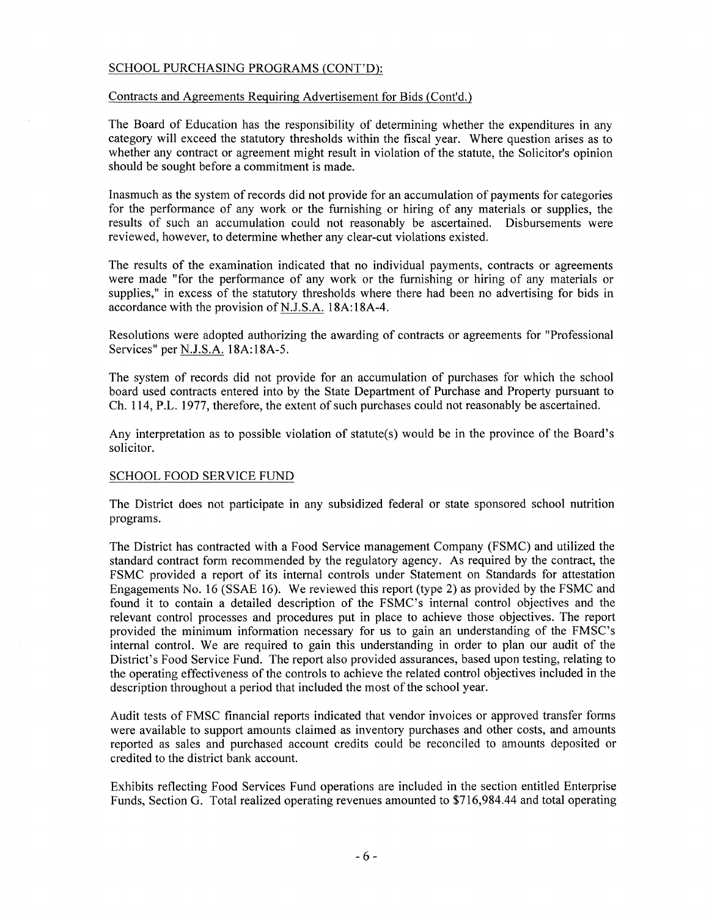## SCHOOL PURCHASING PROGRAMS (CONT'D):

### Contracts and Agreements Requiring Advertisement for Bids (Cont'd.)

The Board of Education has the responsibility of determining whether the expenditures in any category will exceed the statutory thresholds within the fiscal year. Where question arises as to whether any contract or agreement might result in violation of the statute, the Solicitor's opinion should be sought before a commitment is made.

Inasmuch as the system of records did not provide for an accumulation of payments for categories for the performance of any work or the furnishing or hiring of any materials or supplies, the results of such an accumulation could not reasonably be ascertained. Disbursements were reviewed, however, to determine whether any clear-cut violations existed.

The results of the examination indicated that no individual payments, contracts or agreements were made "for the performance of any work or the furnishing or hiring of any materials or supplies," in excess of the statutory thresholds where there had been no advertising for bids in accordance with the provision of N.J.S.A. 18A:18A-4.

Resolutions were adopted authorizing the awarding of contracts or agreements for "Professional Services" per N.J.S.A. 18A:18A-5.

The system of records did not provide for an accumulation of purchases for which the school board used contracts entered into by the State Department of Purchase and Property pursuant to Ch. 114, P.L. 1977, therefore, the extent of such purchases could not reasonably be ascertained.

Any interpretation as to possible violation of statute(s) would be in the province of the Board's solicitor.

## SCHOOL FOOD SERVICE FUND

The District does not participate in any subsidized federal or state sponsored school nutrition programs.

The District has contracted with a Food Service management Company (FSMC) and utilized the standard contract form recommended by the regulatory agency. As required by the contract, the FSMC provided a report of its internal controls under Statement on Standards for attestation Engagements No. 16 (SSAE 16). We reviewed this report (type 2) as provided by the FSMC and found it to contain a detailed description of the FSMC's internal control objectives and the relevant control processes and procedures put in place to achieve those objectives. The report provided the minimum information necessary for us to gain an understanding of the FMSC's internal control. We are required to gain this understanding in order to plan our audit of the District's Food Service Fund. The report also provided assurances, based upon testing, relating to the operating effectiveness of the controls to achieve the related control objectives included in the description throughout a period that included the most of the school year.

Audit tests of FMSC financial reports indicated that vendor invoices or approved transfer forms were available to support amounts claimed as inventory purchases and other costs, and amounts reported as sales and purchased account credits could be reconciled to amounts deposited or credited to the district bank account.

Exhibits reflecting Food Services Fund operations are included in the section entitled Enterprise Funds, Section G. Total realized operating revenues amounted to $716,984.44 and total operating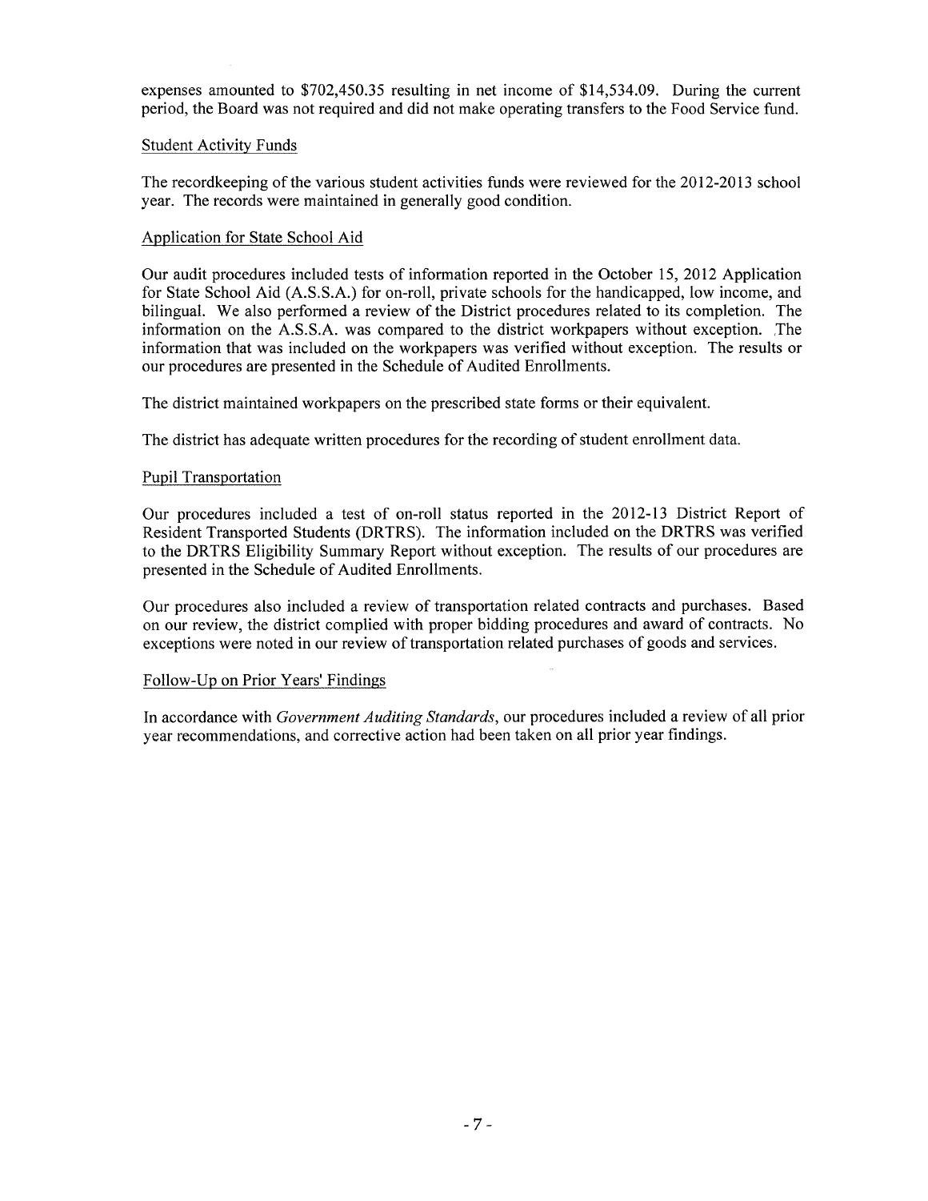expenses amounted to $702,450.35 resulting in net income of $14,534.09. During the current period, the Board was not required and did not make operating transfers to the Food Service fund.

### Student Activity Funds

The recordkeeping of the various student activities funds were reviewed for the 2012-2013 school year. The records were maintained in generally good condition.

### Application for State School Aid

Our audit procedures included tests of information reported in the October 15, 2012 Application for State School Aid (A.S.S.A.) for on-roll, private schools for the handicapped, low income, and bilingual. We also performed a review of the District procedures related to its completion. The information on the A.S.S.A. was compared to the district workpapers without exception. The information that was included on the workpapers was verified without exception. The results or our procedures are presented in the Schedule of Audited Enrollments.

The district maintained workpapers on the prescribed state forms or their equivalent.

The district has adequate written procedures for the recording of student enrollment data.

### Pupil Transportation

Our procedures included a test of on-roll status reported in the 2012-13 District Report of Resident Transported Students (DRTRS). The information included on the DRTRS was verified to the DRTRS Eligibility Summary Report without exception. The results of our procedures are presented in the Schedule of Audited Enrollments.

Our procedures also included a review of transportation related contracts and purchases. Based on our review, the district complied with proper bidding procedures and award of contracts. No exceptions were noted in our review of transportation related purchases of goods and services.

### Follow-Up on Prior Years' Findings

In accordance with *Government Auditing Standards*, our procedures included a review of all prior year recommendations, and corrective action had been taken on all prior year findings.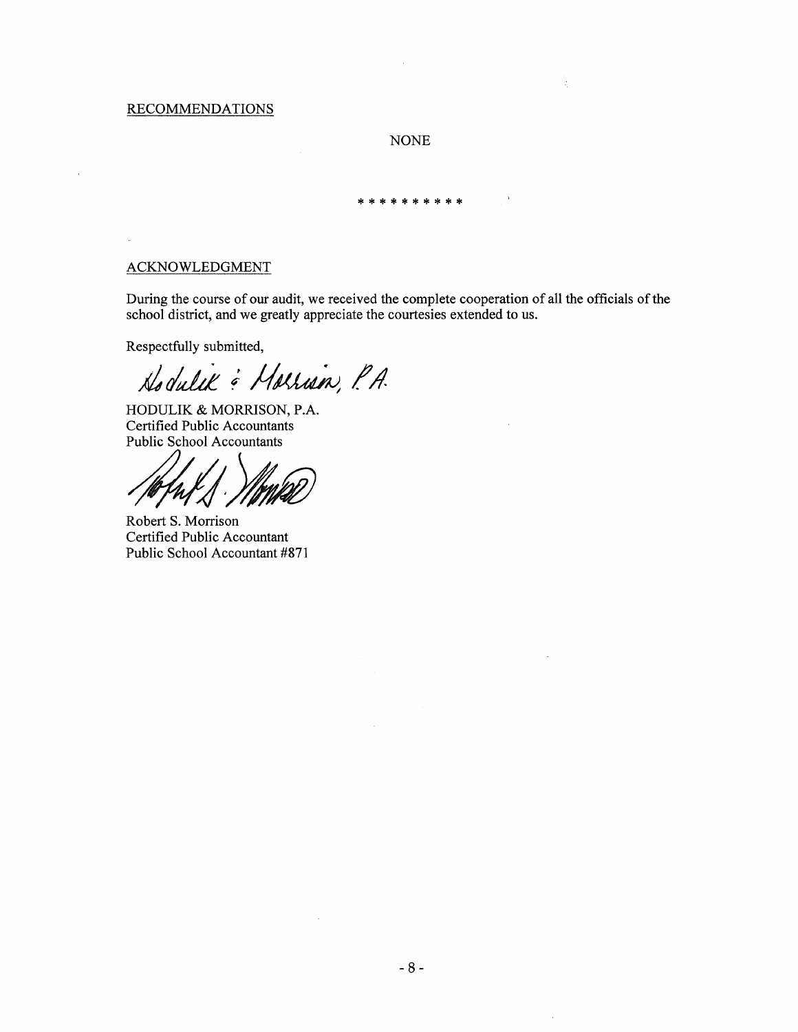RECOMMENDATIONS

NONE

* * * * * * * * * *

ACKNOWLEDGMENT

During the course of our audit, we received the complete cooperation of all the officials of the school district, and we greatly appreciate the courtesies extended to us.

Respectfully submitted,

Hodulik & Morrison, P.A.

HODULIK & MORRISON, P.A.
Certified Public Accountants
Public School Accountants

Robert S. Morrison
Certified Public Accountant
Public School Accountant #871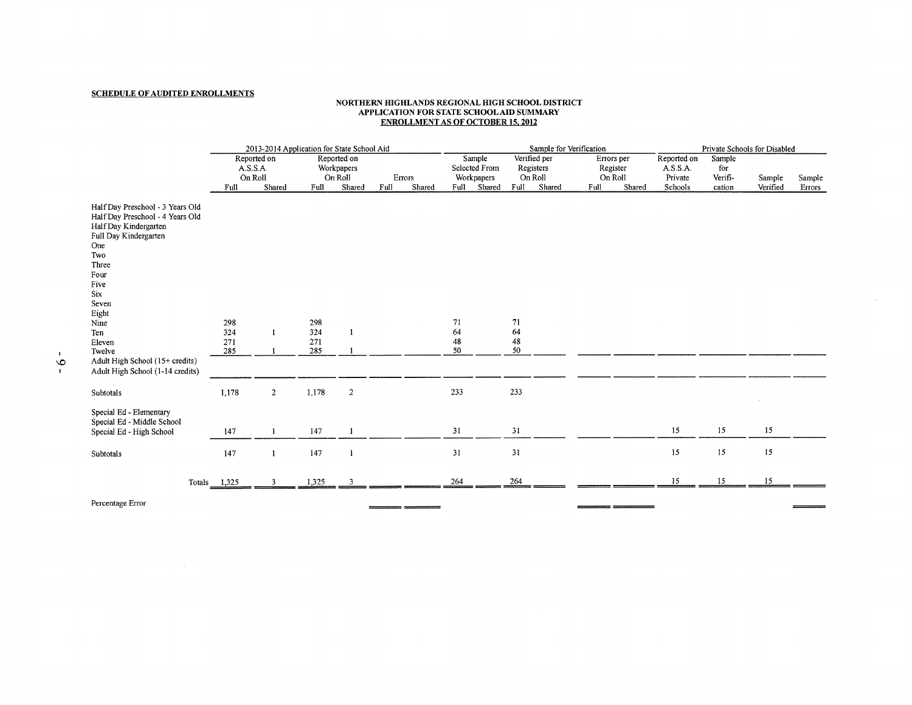**SCHEDULE OF AUDITED ENROLLMENTS**

**NORTHERN HIGHLANDS REGIONAL HIGH SCHOOL DISTRICT**
**APPLICATION FOR STATE SCHOOL AID SUMMARY**
**ENROLLMENT AS OF OCTOBER 15, 2012**

| | 2013-2014 Application for State School Aid | | | | | | Sample for Verification | | | | | | Private Schools for Disabled | | | |
|---|---|---|---|---|---|---|---|---|---|---|---|---|---|---|---|---|
| | Reported on A.S.S.A. On Roll | | Reported on Workpapers On Roll | | Errors | | Sample Selected From Workpapers | | Verified per Registers On Roll | | Errors per Register On Roll | | Reported on A.S.S.A. Private Schools | Sample for Verification | Sample Verified | Sample Errors |
| | Full | Shared | Full | Shared | Full | Shared | Full | Shared | Full | Shared | Full | Shared | | | | |
| Half Day Preschool - 3 Years Old | | | | | | | | | | | | | | | | |
| Half Day Preschool - 4 Years Old | | | | | | | | | | | | | | | | |
| Half Day Kindergarten | | | | | | | | | | | | | | | | |
| Full Day Kindergarten | | | | | | | | | | | | | | | | |
| One | | | | | | | | | | | | | | | | |
| Two | | | | | | | | | | | | | | | | |
| Three | | | | | | | | | | | | | | | | |
| Four | | | | | | | | | | | | | | | | |
| Five | | | | | | | | | | | | | | | | |
| Six | | | | | | | | | | | | | | | | |
| Seven | | | | | | | | | | | | | | | | |
| Eight | | | | | | | | | | | | | | | | |
| Nine | 298 | | 298 | | | | 71 | | 71 | | | | | | | |
| Ten | 324 | 1 | 324 | 1 | | | 64 | | 64 | | | | | | | |
| Eleven | 271 | | 271 | | | | 48 | | 48 | | | | | | | |
| Twelve | 285 | 1 | 285 | 1 | | | 50 | | 50 | | | | | | | |
| Adult High School (15+ credits) | | | | | | | | | | | | | | | | |
| Adult High School (1-14 credits) | | | | | | | | | | | | | | | | |
| Subtotals | 1,178 | 2 | 1,178 | 2 | | | 233 | | 233 | | | | | | | |
| Special Ed - Elementary | | | | | | | | | | | | | | | | |
| Special Ed - Middle School | | | | | | | | | | | | | | | | |
| Special Ed - High School | 147 | 1 | 147 | 1 | | | 31 | | 31 | | | | 15 | 15 | 15 | |
| Subtotals | 147 | 1 | 147 | 1 | | | 31 | | 31 | | | | 15 | 15 | 15 | |
| Totals | 1,325 | 3 | 1,325 | 3 | | | 264 | | 264 | | | | 15 | 15 | 15 | |
| Percentage Error | | | | | | | | | | | | | | | | |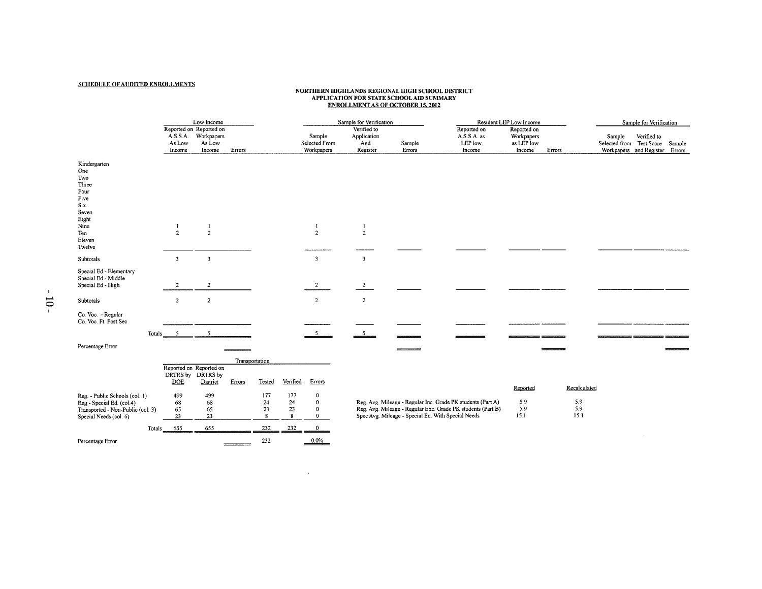**SCHEDULE OF AUDITED ENROLLMENTS**

**NORTHERN HIGHLANDS REGIONAL HIGH SCHOOL DISTRICT**
**APPLICATION FOR STATE SCHOOL AID SUMMARY**
**ENROLLMENT AS OF OCTOBER 15, 2012**

| | Low Income | | | Sample for Verification | | | Resident LEP Low Income | | | Sample for Verification | | |
|---|---|---|---|---|---|---|---|---|---|---|---|---|
| | Reported on A.S.S.A. As Low Income | Reported on Workpapers As Low Income | Errors | Sample Selected From Workpapers | Verified to Application And Register | Sample Errors | Reported on A.S.S.A. as LEP low Income | Reported on Workpapers as LEP low Income | Errors | Sample Selected from Workpapers | Verified to Test Score and Register | Sample Errors |
| Kindergarten | | | | | | | | | | | | |
| One | | | | | | | | | | | | |
| Two | | | | | | | | | | | | |
| Three | | | | | | | | | | | | |
| Four | | | | | | | | | | | | |
| Five | | | | | | | | | | | | |
| Six | | | | | | | | | | | | |
| Seven | | | | | | | | | | | | |
| Eight | | | | | | | | | | | | |
| Nine | 1 | 1 | | 1 | 1 | | | | | | | |
| Ten | 2 | 2 | | 2 | 2 | | | | | | | |
| Eleven | | | | | | | | | | | | |
| Twelve | | | | | | | | | | | | |
| Subtotals | 3 | 3 | | 3 | 3 | | | | | | | |
| Special Ed - Elementary | | | | | | | | | | | | |
| Special Ed - Middle | | | | | | | | | | | | |
| Special Ed - High | 2 | 2 | | 2 | 2 | | | | | | | |
| Subtotals | 2 | 2 | | 2 | 2 | | | | | | | |
| Co. Voc. - Regular | | | | | | | | | | | | |
| Co. Voc. Ft. Post Sec | | | | | | | | | | | | |
| Totals | 5 | 5 | | 5 | 5 | | | | | | | |
| Percentage Error | | | | | | | | | | | | |

| | Transportation | | | | | |
|---|---|---|---|---|---|---|
| | Reported on DRTRS by DOE | Reported on DRTRS by District | Errors | Tested | Verified | Errors |
| Reg. - Public Schools (col. 1) | 499 | 499 | | 177 | 177 | 0 |
| Reg - Special Ed. (col.4) | 68 | 68 | | 24 | 24 | 0 |
| Transported - Non-Public (col. 3) | 65 | 65 | | 23 | 23 | 0 |
| Special Needs (col. 6) | 23 | 23 | | 8 | 8 | 0 |
| Totals | 655 | 655 | | 232 | 232 | 0 |
| Percentage Error | | | | 232 | | 0.0% |

| | Reported | Recalculated |
|---|---|---|
| Reg. Avg. Mileage - Regular Inc. Grade PK students (Part A) | 5.9 | 5.9 |
| Reg. Avg. Mileage - Regular Exc. Grade PK students (Part B) | 5.9 | 5.9 |
| Spec Avg. Mileage - Special Ed. With Special Needs | 15.1 | 15.1 |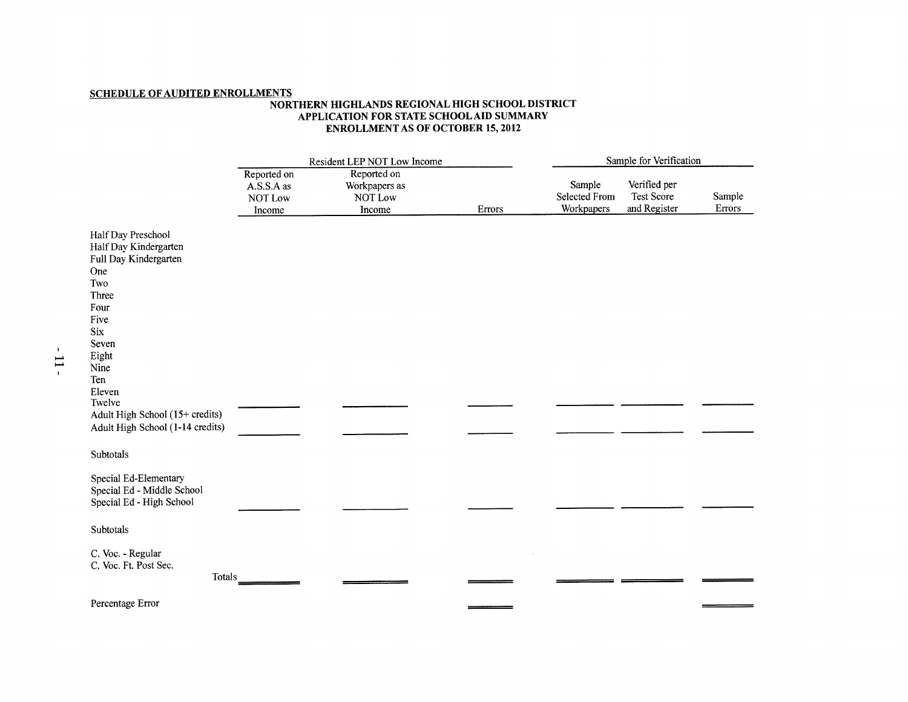**SCHEDULE OF AUDITED ENROLLMENTS**

**NORTHERN HIGHLANDS REGIONAL HIGH SCHOOL DISTRICT**
**APPLICATION FOR STATE SCHOOL AID SUMMARY**
**ENROLLMENT AS OF OCTOBER 15, 2012**

| | Resident LEP NOT Low Income | | | Sample for Verification | | |
|---|---|---|---|---|---|---|
| | Reported on A.S.S.A as NOT Low Income | Reported on Workpapers as NOT Low Income | Errors | Sample Selected From Workpapers | Verified per Test Score and Register | Sample Errors |
| Half Day Preschool | | | | | | |
| Half Day Kindergarten | | | | | | |
| Full Day Kindergarten | | | | | | |
| One | | | | | | |
| Two | | | | | | |
| Three | | | | | | |
| Four | | | | | | |
| Five | | | | | | |
| Six | | | | | | |
| Seven | | | | | | |
| Eight | | | | | | |
| Nine | | | | | | |
| Ten | | | | | | |
| Eleven | | | | | | |
| Twelve | | | | | | |
| Adult High School (15+ credits) | | | | | | |
| Adult High School (1-14 credits) | | | | | | |
| Subtotals | | | | | | |
| Special Ed-Elementary | | | | | | |
| Special Ed - Middle School | | | | | | |
| Special Ed - High School | | | | | | |
| Subtotals | | | | | | |
| C. Voc. - Regular | | | | | | |
| C. Voc. Ft. Post Sec. | | | | | | |
| Totals | | | | | | |
| Percentage Error | | | | | | |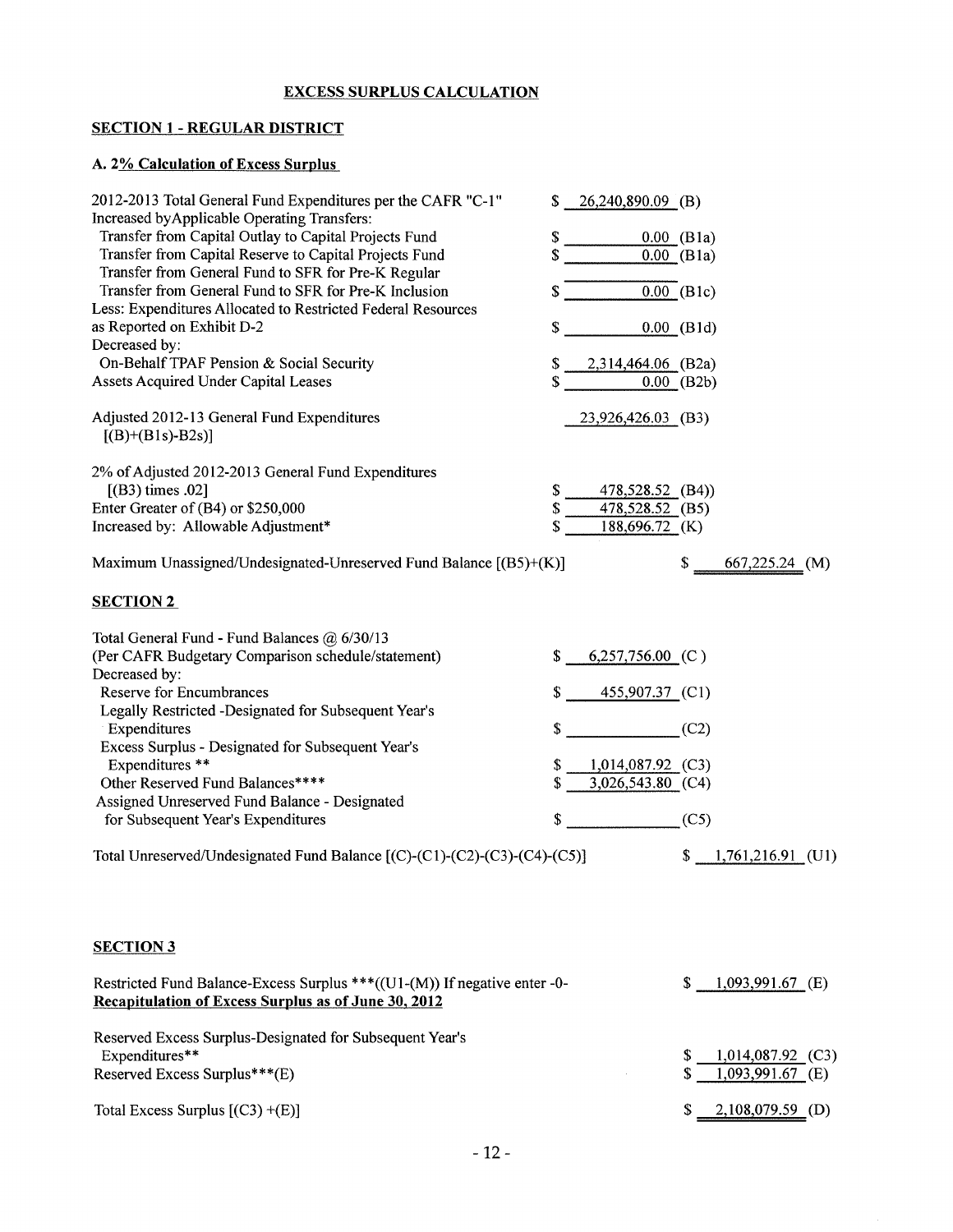## EXCESS SURPLUS CALCULATION

### SECTION 1 - REGULAR DISTRICT

#### A. 2% Calculation of Excess Surplus

| | | |
|---|---|---|
| 2012-2013 Total General Fund Expenditures per the CAFR "C-1" | $ 26,240,890.09 (B) | |
| Increased byApplicable Operating Transfers: | | |
| Transfer from Capital Outlay to Capital Projects Fund | $ 0.00 (B1a) | |
| Transfer from Capital Reserve to Capital Projects Fund | $ 0.00 (B1a) | |
| Transfer from General Fund to SFR for Pre-K Regular | | |
| Transfer from General Fund to SFR for Pre-K Inclusion | $ 0.00 (B1c) | |
| Less: Expenditures Allocated to Restricted Federal Resources as Reported on Exhibit D-2 | $ 0.00 (B1d) | |
| Decreased by: | | |
| On-Behalf TPAF Pension & Social Security | $ 2,314,464.06 (B2a) | |
| Assets Acquired Under Capital Leases | $ 0.00 (B2b) | |
| Adjusted 2012-13 General Fund Expenditures [(B)+(B1s)-B2s)] | 23,926,426.03 (B3) | |
| 2% of Adjusted 2012-2013 General Fund Expenditures [(B3) times .02] | $ 478,528.52 (B4)) | |
| Enter Greater of (B4) or $250,000 | $ 478,528.52 (B5) | |
| Increased by: Allowable Adjustment* | $ 188,696.72 (K) | |
| Maximum Unassigned/Undesignated-Unreserved Fund Balance [(B5)+(K)] | | $ 667,225.24 (M) |

### SECTION 2

| | | |
|---|---|---|
| Total General Fund - Fund Balances @ 6/30/13 (Per CAFR Budgetary Comparison schedule/statement) | $ 6,257,756.00 (C ) | |
| Decreased by: | | |
| Reserve for Encumbrances | $ 455,907.37 (C1) | |
| Legally Restricted -Designated for Subsequent Year's Expenditures | $ (C2) | |
| Excess Surplus - Designated for Subsequent Year's Expenditures ** | $ 1,014,087.92 (C3) | |
| Other Reserved Fund Balances**** | $ 3,026,543.80 (C4) | |
| Assigned Unreserved Fund Balance - Designated for Subsequent Year's Expenditures | $ (C5) | |
| Total Unreserved/Undesignated Fund Balance [(C)-(C1)-(C2)-(C3)-(C4)-(C5)] | | $ 1,761,216.91 (U1) |

### SECTION 3

| | |
|---|---|
| Restricted Fund Balance-Excess Surplus ***((U1-(M)) If negative enter -0- | $ 1,093,991.67 (E) |
| **Recapitulation of Excess Surplus as of June 30, 2012** | |
| Reserved Excess Surplus-Designated for Subsequent Year's Expenditures** | $ 1,014,087.92 (C3) |
| Reserved Excess Surplus***(E) | $ 1,093,991.67 (E) |
| Total Excess Surplus [(C3) +(E)] | $ 2,108,079.59 (D) |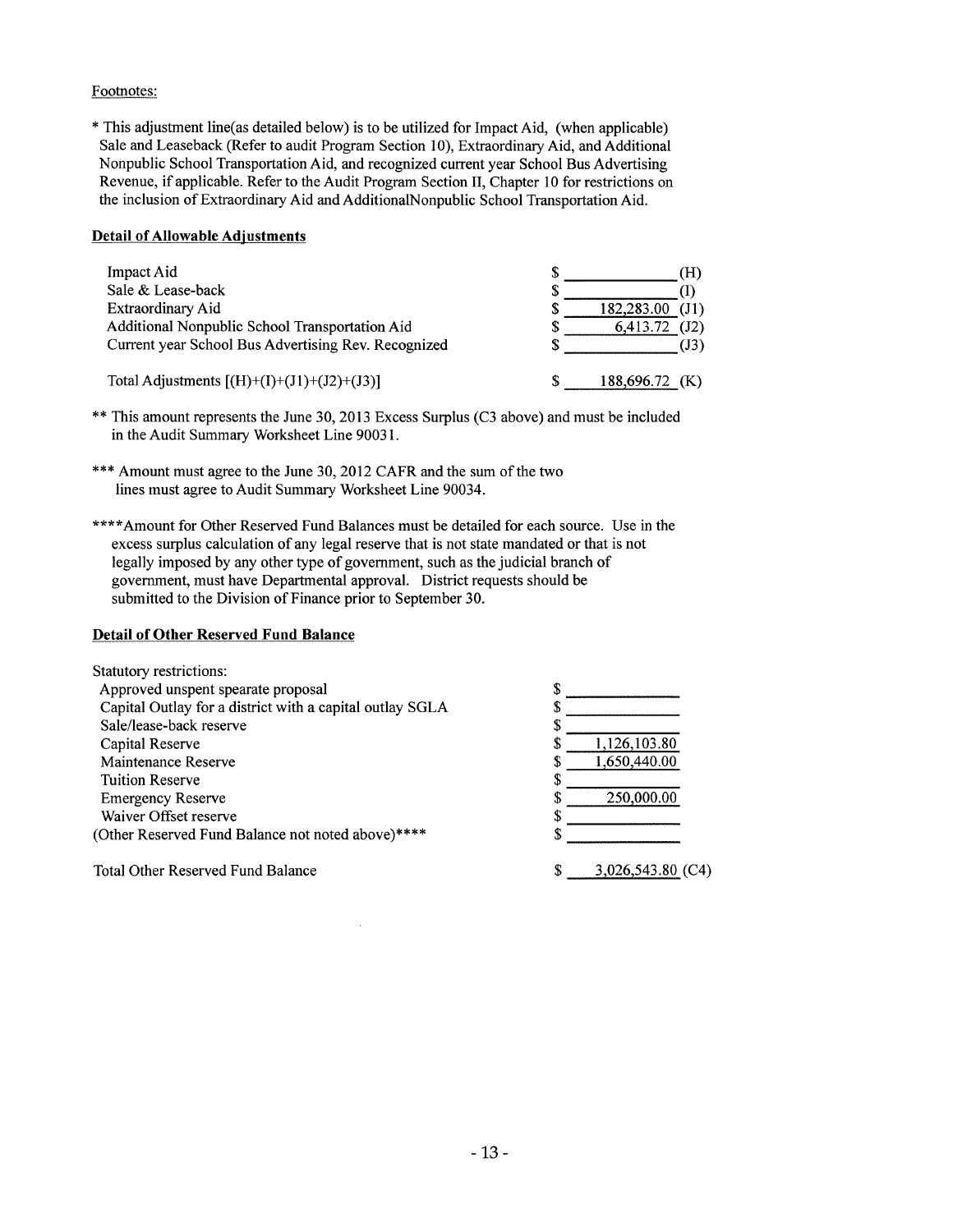Footnotes:

* This adjustment line(as detailed below) is to be utilized for Impact Aid, (when applicable) Sale and Leaseback (Refer to audit Program Section 10), Extraordinary Aid, and Additional Nonpublic School Transportation Aid, and recognized current year School Bus Advertising Revenue, if applicable. Refer to the Audit Program Section II, Chapter 10 for restrictions on the inclusion of Extraordinary Aid and AdditionalNonpublic School Transportation Aid.

**Detail of Allowable Adjustments**

| | | | |
|---|---|---|---|
| Impact Aid | $ | | (H) |
| Sale & Lease-back | $ | | (I) |
| Extraordinary Aid | $ | 182,283.00 | (J1) |
| Additional Nonpublic School Transportation Aid | $ | 6,413.72 | (J2) |
| Current year School Bus Advertising Rev. Recognized | $ | | (J3) |
| Total Adjustments [(H)+(I)+(J1)+(J2)+(J3)] | $ | 188,696.72 | (K) |

** This amount represents the June 30, 2013 Excess Surplus (C3 above) and must be included in the Audit Summary Worksheet Line 90031.

*** Amount must agree to the June 30, 2012 CAFR and the sum of the two lines must agree to Audit Summary Worksheet Line 90034.

****Amount for Other Reserved Fund Balances must be detailed for each source. Use in the excess surplus calculation of any legal reserve that is not state mandated or that is not legally imposed by any other type of government, such as the judicial branch of government, must have Departmental approval. District requests should be submitted to the Division of Finance prior to September 30.

**Detail of Other Reserved Fund Balance**

| | | | |
|---|---|---|---|
| Statutory restrictions: | | | |
| Approved unspent spearate proposal | $ | | |
| Capital Outlay for a district with a capital outlay SGLA | $ | | |
| Sale/lease-back reserve | $ | | |
| Capital Reserve | $ | 1,126,103.80 | |
| Maintenance Reserve | $ | 1,650,440.00 | |
| Tuition Reserve | $ | | |
| Emergency Reserve | $ | 250,000.00 | |
| Waiver Offset reserve | $ | | |
| (Other Reserved Fund Balance not noted above)**** | $ | | |
| Total Other Reserved Fund Balance | $ | 3,026,543.80 | (C4) |